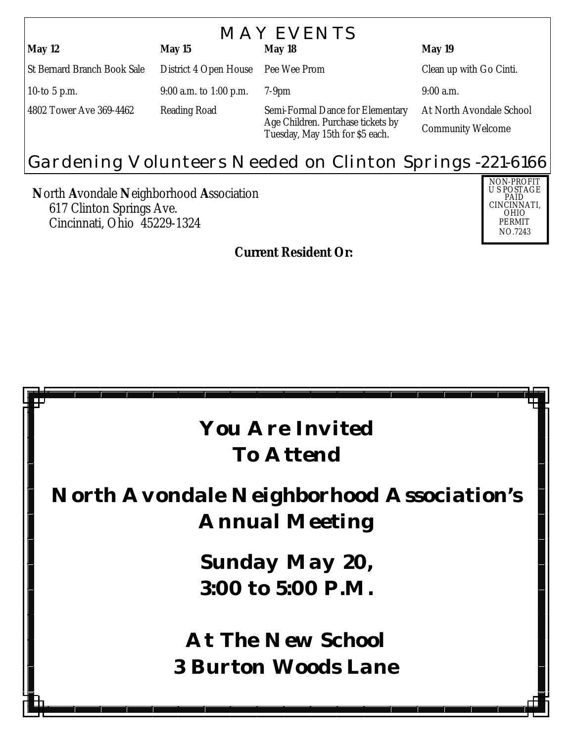# MAY EVENTS

| May 12 | May 15 | May 18 | May 19 |
|---|---|---|---|
| St Bernard Branch Book Sale | District 4 Open House | Pee Wee Prom | Clean up with Go Cinti. |
| 10-to 5 p.m. | 9:00 a.m. to 1:00 p.m. | 7-9pm | 9:00 a.m. |
| 4802 Tower Ave 369-4462 | Reading Road | Semi-Formal Dance for Elementary Age Children. Purchase tickets by Tuesday, May 15th for $5 each. | At North Avondale School<br>Community Welcome |

## Gardening Volunteers Needed on Clinton Springs -221-6166

**N**orth **A**vondale **N**eighborhood **A**ssociation
617 Clinton Springs Ave.
Cincinnati, Ohio 45229-1324

NON-PROFIT
U S POSTAGE
PAID
CINCINNATI,
OHIO
PERMIT
NO.7243

**Current Resident Or:**

# You Are Invited To Attend

# North Avondale Neighborhood Association's Annual Meeting

## Sunday May 20, 3:00 to 5:00 P.M.

## At The New School
## 3 Burton Woods Lane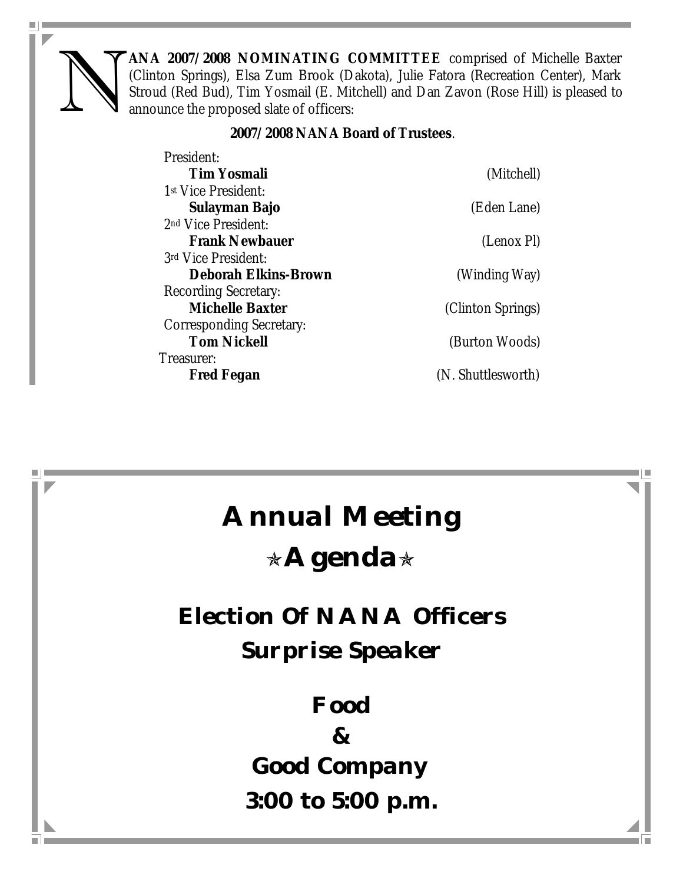**NANA 2007/2008 NOMINATING COMMITTEE** comprised of Michelle Baxter (Clinton Springs), Elsa Zum Brook (Dakota), Julie Fatora (Recreation Center), Mark Stroud (Red Bud), Tim Yosmail (E. Mitchell) and Dan Zavon (Rose Hill) is pleased to announce the proposed slate of officers:

**2007/2008 NANA Board of Trustees**.

President:
**Tim Yosmali** (Mitchell)

1st Vice President:
**Sulayman Bajo** (Eden Lane)

2nd Vice President:
**Frank Newbauer** (Lenox Pl)

3rd Vice President:
**Deborah Elkins-Brown** (Winding Way)

Recording Secretary:
**Michelle Baxter** (Clinton Springs)

Corresponding Secretary:
**Tom Nickell** (Burton Woods)

Treasurer:
**Fred Fegan** (N. Shuttlesworth)

# Annual Meeting

# ✯Agenda✯

## Election Of NANA Officers

## Surprise Speaker

## Food

## &

## Good Company

## 3:00 to 5:00 p.m.